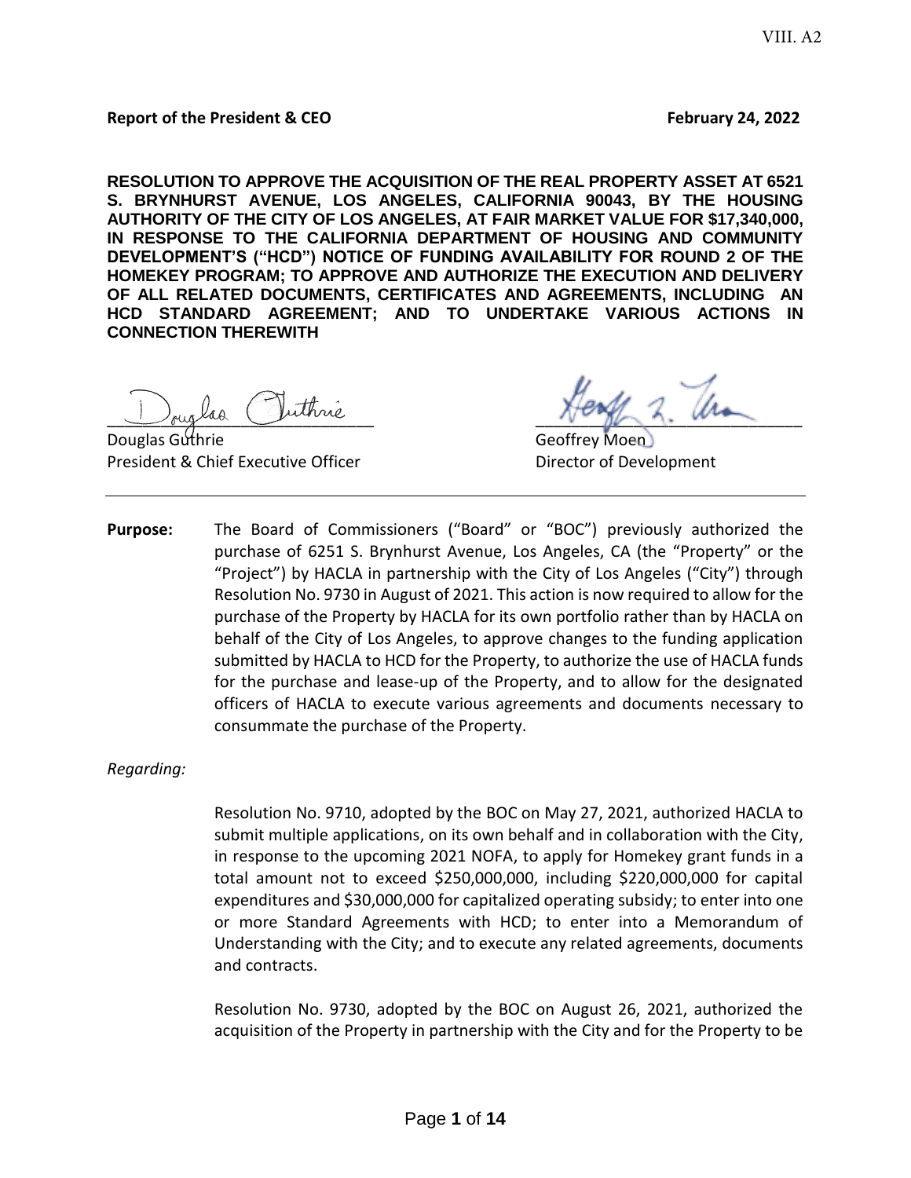VIII. A2

**Report of the President & CEO** **February 24, 2022**

**RESOLUTION TO APPROVE THE ACQUISITION OF THE REAL PROPERTY ASSET AT 6521 S. BRYNHURST AVENUE, LOS ANGELES, CALIFORNIA 90043, BY THE HOUSING AUTHORITY OF THE CITY OF LOS ANGELES, AT FAIR MARKET VALUE FOR $17,340,000, IN RESPONSE TO THE CALIFORNIA DEPARTMENT OF HOUSING AND COMMUNITY DEVELOPMENT'S ("HCD") NOTICE OF FUNDING AVAILABILITY FOR ROUND 2 OF THE HOMEKEY PROGRAM; TO APPROVE AND AUTHORIZE THE EXECUTION AND DELIVERY OF ALL RELATED DOCUMENTS, CERTIFICATES AND AGREEMENTS, INCLUDING AN HCD STANDARD AGREEMENT; AND TO UNDERTAKE VARIOUS ACTIONS IN CONNECTION THEREWITH**

Douglas Guthrie
President & Chief Executive Officer

Geoffrey Moen
Director of Development

---

**Purpose:** The Board of Commissioners ("Board" or "BOC") previously authorized the purchase of 6251 S. Brynhurst Avenue, Los Angeles, CA (the "Property" or the "Project") by HACLA in partnership with the City of Los Angeles ("City") through Resolution No. 9730 in August of 2021. This action is now required to allow for the purchase of the Property by HACLA for its own portfolio rather than by HACLA on behalf of the City of Los Angeles, to approve changes to the funding application submitted by HACLA to HCD for the Property, to authorize the use of HACLA funds for the purchase and lease-up of the Property, and to allow for the designated officers of HACLA to execute various agreements and documents necessary to consummate the purchase of the Property.

*Regarding:*

Resolution No. 9710, adopted by the BOC on May 27, 2021, authorized HACLA to submit multiple applications, on its own behalf and in collaboration with the City, in response to the upcoming 2021 NOFA, to apply for Homekey grant funds in a total amount not to exceed $250,000,000, including $220,000,000 for capital expenditures and $30,000,000 for capitalized operating subsidy; to enter into one or more Standard Agreements with HCD; to enter into a Memorandum of Understanding with the City; and to execute any related agreements, documents and contracts.

Resolution No. 9730, adopted by the BOC on August 26, 2021, authorized the acquisition of the Property in partnership with the City and for the Property to be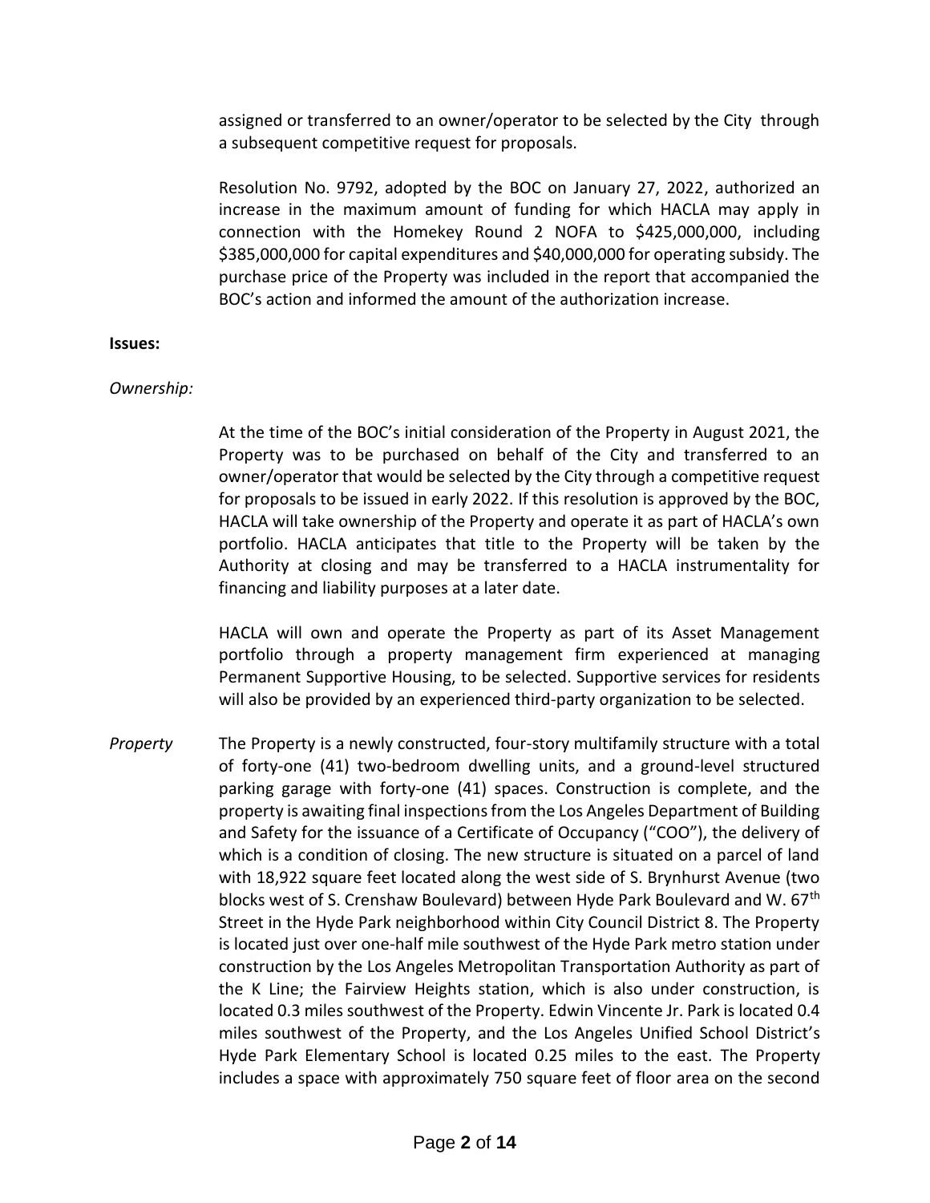assigned or transferred to an owner/operator to be selected by the City through a subsequent competitive request for proposals.

Resolution No. 9792, adopted by the BOC on January 27, 2022, authorized an increase in the maximum amount of funding for which HACLA may apply in connection with the Homekey Round 2 NOFA to $425,000,000, including $385,000,000 for capital expenditures and $40,000,000 for operating subsidy. The purchase price of the Property was included in the report that accompanied the BOC's action and informed the amount of the authorization increase.

**Issues:**

*Ownership:*

At the time of the BOC's initial consideration of the Property in August 2021, the Property was to be purchased on behalf of the City and transferred to an owner/operator that would be selected by the City through a competitive request for proposals to be issued in early 2022. If this resolution is approved by the BOC, HACLA will take ownership of the Property and operate it as part of HACLA's own portfolio. HACLA anticipates that title to the Property will be taken by the Authority at closing and may be transferred to a HACLA instrumentality for financing and liability purposes at a later date.

HACLA will own and operate the Property as part of its Asset Management portfolio through a property management firm experienced at managing Permanent Supportive Housing, to be selected. Supportive services for residents will also be provided by an experienced third-party organization to be selected.

*Property*

The Property is a newly constructed, four-story multifamily structure with a total of forty-one (41) two-bedroom dwelling units, and a ground-level structured parking garage with forty-one (41) spaces. Construction is complete, and the property is awaiting final inspections from the Los Angeles Department of Building and Safety for the issuance of a Certificate of Occupancy ("COO"), the delivery of which is a condition of closing. The new structure is situated on a parcel of land with 18,922 square feet located along the west side of S. Brynhurst Avenue (two blocks west of S. Crenshaw Boulevard) between Hyde Park Boulevard and W. 67th Street in the Hyde Park neighborhood within City Council District 8. The Property is located just over one-half mile southwest of the Hyde Park metro station under construction by the Los Angeles Metropolitan Transportation Authority as part of the K Line; the Fairview Heights station, which is also under construction, is located 0.3 miles southwest of the Property. Edwin Vincente Jr. Park is located 0.4 miles southwest of the Property, and the Los Angeles Unified School District's Hyde Park Elementary School is located 0.25 miles to the east. The Property includes a space with approximately 750 square feet of floor area on the second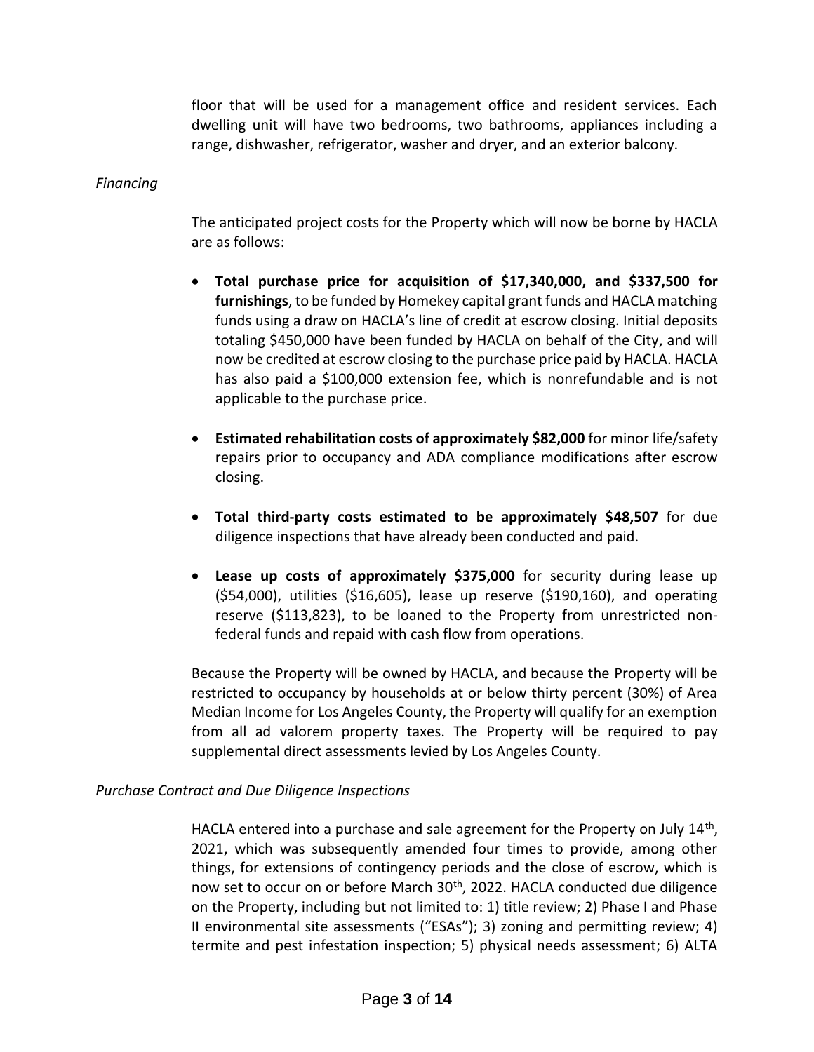floor that will be used for a management office and resident services. Each dwelling unit will have two bedrooms, two bathrooms, appliances including a range, dishwasher, refrigerator, washer and dryer, and an exterior balcony.

*Financing*

The anticipated project costs for the Property which will now be borne by HACLA are as follows:

- **Total purchase price for acquisition of $17,340,000, and $337,500 for furnishings**, to be funded by Homekey capital grant funds and HACLA matching funds using a draw on HACLA's line of credit at escrow closing. Initial deposits totaling $450,000 have been funded by HACLA on behalf of the City, and will now be credited at escrow closing to the purchase price paid by HACLA. HACLA has also paid a $100,000 extension fee, which is nonrefundable and is not applicable to the purchase price.

- **Estimated rehabilitation costs of approximately $82,000** for minor life/safety repairs prior to occupancy and ADA compliance modifications after escrow closing.

- **Total third-party costs estimated to be approximately $48,507** for due diligence inspections that have already been conducted and paid.

- **Lease up costs of approximately $375,000** for security during lease up ($54,000), utilities ($16,605), lease up reserve ($190,160), and operating reserve ($113,823), to be loaned to the Property from unrestricted non-federal funds and repaid with cash flow from operations.

Because the Property will be owned by HACLA, and because the Property will be restricted to occupancy by households at or below thirty percent (30%) of Area Median Income for Los Angeles County, the Property will qualify for an exemption from all ad valorem property taxes. The Property will be required to pay supplemental direct assessments levied by Los Angeles County.

*Purchase Contract and Due Diligence Inspections*

HACLA entered into a purchase and sale agreement for the Property on July 14th, 2021, which was subsequently amended four times to provide, among other things, for extensions of contingency periods and the close of escrow, which is now set to occur on or before March 30th, 2022. HACLA conducted due diligence on the Property, including but not limited to: 1) title review; 2) Phase I and Phase II environmental site assessments ("ESAs"); 3) zoning and permitting review; 4) termite and pest infestation inspection; 5) physical needs assessment; 6) ALTA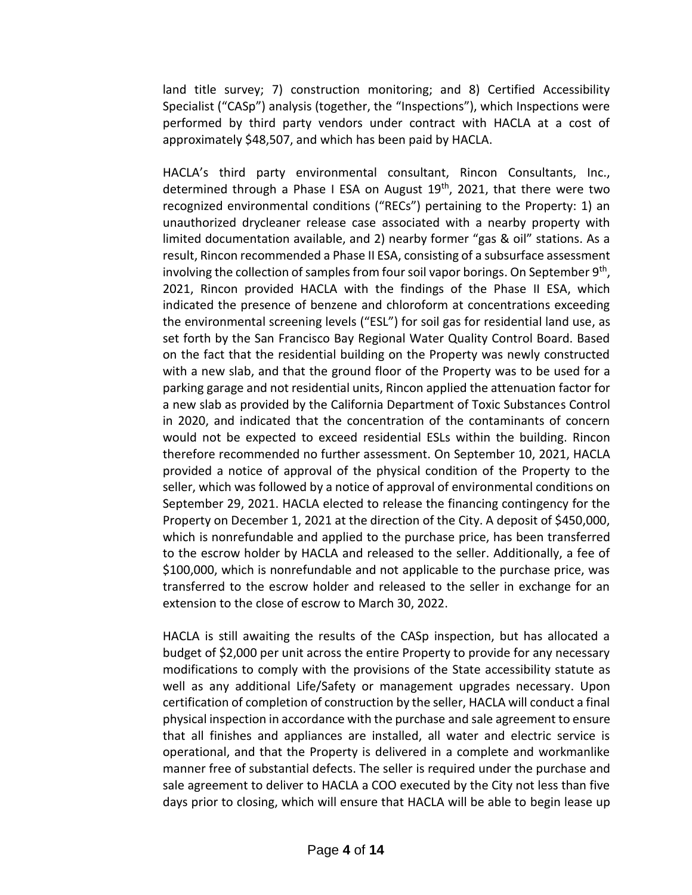land title survey; 7) construction monitoring; and 8) Certified Accessibility Specialist ("CASp") analysis (together, the "Inspections"), which Inspections were performed by third party vendors under contract with HACLA at a cost of approximately $48,507, and which has been paid by HACLA.

HACLA's third party environmental consultant, Rincon Consultants, Inc., determined through a Phase I ESA on August 19th, 2021, that there were two recognized environmental conditions ("RECs") pertaining to the Property: 1) an unauthorized drycleaner release case associated with a nearby property with limited documentation available, and 2) nearby former "gas & oil" stations. As a result, Rincon recommended a Phase II ESA, consisting of a subsurface assessment involving the collection of samples from four soil vapor borings. On September 9th, 2021, Rincon provided HACLA with the findings of the Phase II ESA, which indicated the presence of benzene and chloroform at concentrations exceeding the environmental screening levels ("ESL") for soil gas for residential land use, as set forth by the San Francisco Bay Regional Water Quality Control Board. Based on the fact that the residential building on the Property was newly constructed with a new slab, and that the ground floor of the Property was to be used for a parking garage and not residential units, Rincon applied the attenuation factor for a new slab as provided by the California Department of Toxic Substances Control in 2020, and indicated that the concentration of the contaminants of concern would not be expected to exceed residential ESLs within the building. Rincon therefore recommended no further assessment. On September 10, 2021, HACLA provided a notice of approval of the physical condition of the Property to the seller, which was followed by a notice of approval of environmental conditions on September 29, 2021. HACLA elected to release the financing contingency for the Property on December 1, 2021 at the direction of the City. A deposit of $450,000, which is nonrefundable and applied to the purchase price, has been transferred to the escrow holder by HACLA and released to the seller. Additionally, a fee of $100,000, which is nonrefundable and not applicable to the purchase price, was transferred to the escrow holder and released to the seller in exchange for an extension to the close of escrow to March 30, 2022.

HACLA is still awaiting the results of the CASp inspection, but has allocated a budget of $2,000 per unit across the entire Property to provide for any necessary modifications to comply with the provisions of the State accessibility statute as well as any additional Life/Safety or management upgrades necessary. Upon certification of completion of construction by the seller, HACLA will conduct a final physical inspection in accordance with the purchase and sale agreement to ensure that all finishes and appliances are installed, all water and electric service is operational, and that the Property is delivered in a complete and workmanlike manner free of substantial defects. The seller is required under the purchase and sale agreement to deliver to HACLA a COO executed by the City not less than five days prior to closing, which will ensure that HACLA will be able to begin lease up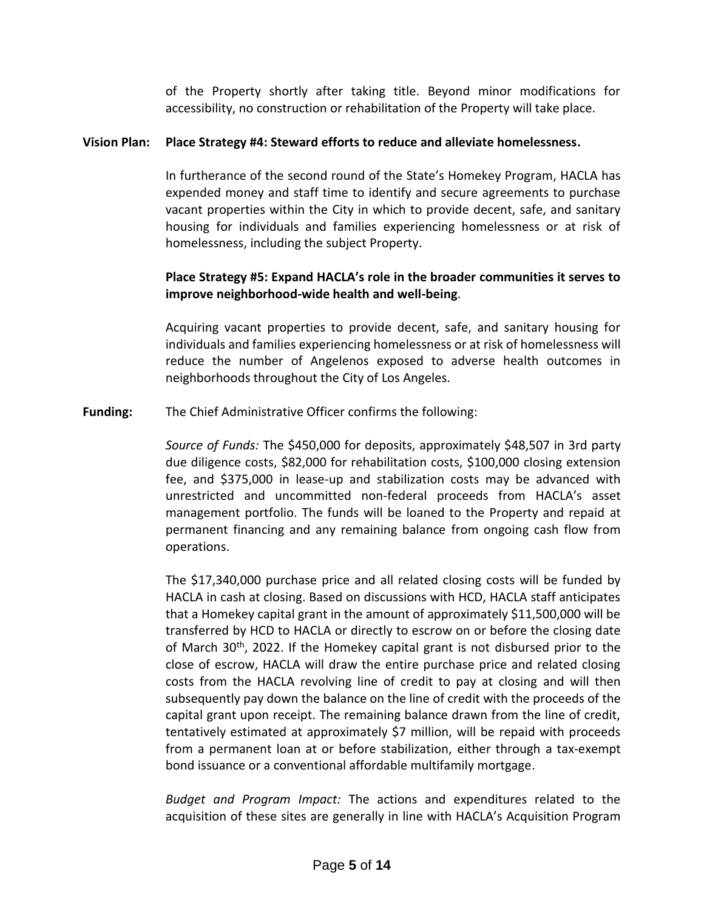of the Property shortly after taking title. Beyond minor modifications for accessibility, no construction or rehabilitation of the Property will take place.

**Vision Plan:** **Place Strategy #4: Steward efforts to reduce and alleviate homelessness.**

In furtherance of the second round of the State's Homekey Program, HACLA has expended money and staff time to identify and secure agreements to purchase vacant properties within the City in which to provide decent, safe, and sanitary housing for individuals and families experiencing homelessness or at risk of homelessness, including the subject Property.

**Place Strategy #5: Expand HACLA's role in the broader communities it serves to improve neighborhood-wide health and well-being**.

Acquiring vacant properties to provide decent, safe, and sanitary housing for individuals and families experiencing homelessness or at risk of homelessness will reduce the number of Angelenos exposed to adverse health outcomes in neighborhoods throughout the City of Los Angeles.

**Funding:** The Chief Administrative Officer confirms the following:

*Source of Funds:* The $450,000 for deposits, approximately $48,507 in 3rd party due diligence costs, $82,000 for rehabilitation costs, $100,000 closing extension fee, and $375,000 in lease-up and stabilization costs may be advanced with unrestricted and uncommitted non-federal proceeds from HACLA's asset management portfolio. The funds will be loaned to the Property and repaid at permanent financing and any remaining balance from ongoing cash flow from operations.

The $17,340,000 purchase price and all related closing costs will be funded by HACLA in cash at closing. Based on discussions with HCD, HACLA staff anticipates that a Homekey capital grant in the amount of approximately $11,500,000 will be transferred by HCD to HACLA or directly to escrow on or before the closing date of March 30th, 2022. If the Homekey capital grant is not disbursed prior to the close of escrow, HACLA will draw the entire purchase price and related closing costs from the HACLA revolving line of credit to pay at closing and will then subsequently pay down the balance on the line of credit with the proceeds of the capital grant upon receipt. The remaining balance drawn from the line of credit, tentatively estimated at approximately $7 million, will be repaid with proceeds from a permanent loan at or before stabilization, either through a tax-exempt bond issuance or a conventional affordable multifamily mortgage.

*Budget and Program Impact:* The actions and expenditures related to the acquisition of these sites are generally in line with HACLA's Acquisition Program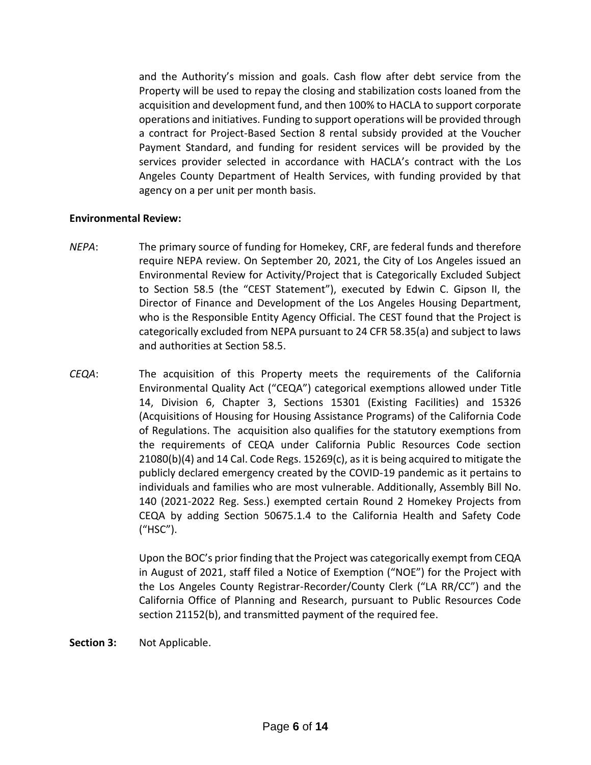and the Authority's mission and goals. Cash flow after debt service from the Property will be used to repay the closing and stabilization costs loaned from the acquisition and development fund, and then 100% to HACLA to support corporate operations and initiatives. Funding to support operations will be provided through a contract for Project-Based Section 8 rental subsidy provided at the Voucher Payment Standard, and funding for resident services will be provided by the services provider selected in accordance with HACLA's contract with the Los Angeles County Department of Health Services, with funding provided by that agency on a per unit per month basis.

**Environmental Review:**

*NEPA*: The primary source of funding for Homekey, CRF, are federal funds and therefore require NEPA review. On September 20, 2021, the City of Los Angeles issued an Environmental Review for Activity/Project that is Categorically Excluded Subject to Section 58.5 (the "CEST Statement"), executed by Edwin C. Gipson II, the Director of Finance and Development of the Los Angeles Housing Department, who is the Responsible Entity Agency Official. The CEST found that the Project is categorically excluded from NEPA pursuant to 24 CFR 58.35(a) and subject to laws and authorities at Section 58.5.

*CEQA*: The acquisition of this Property meets the requirements of the California Environmental Quality Act ("CEQA") categorical exemptions allowed under Title 14, Division 6, Chapter 3, Sections 15301 (Existing Facilities) and 15326 (Acquisitions of Housing for Housing Assistance Programs) of the California Code of Regulations. The acquisition also qualifies for the statutory exemptions from the requirements of CEQA under California Public Resources Code section 21080(b)(4) and 14 Cal. Code Regs. 15269(c), as it is being acquired to mitigate the publicly declared emergency created by the COVID-19 pandemic as it pertains to individuals and families who are most vulnerable. Additionally, Assembly Bill No. 140 (2021-2022 Reg. Sess.) exempted certain Round 2 Homekey Projects from CEQA by adding Section 50675.1.4 to the California Health and Safety Code ("HSC").

Upon the BOC's prior finding that the Project was categorically exempt from CEQA in August of 2021, staff filed a Notice of Exemption ("NOE") for the Project with the Los Angeles County Registrar-Recorder/County Clerk ("LA RR/CC") and the California Office of Planning and Research, pursuant to Public Resources Code section 21152(b), and transmitted payment of the required fee.

**Section 3:** Not Applicable.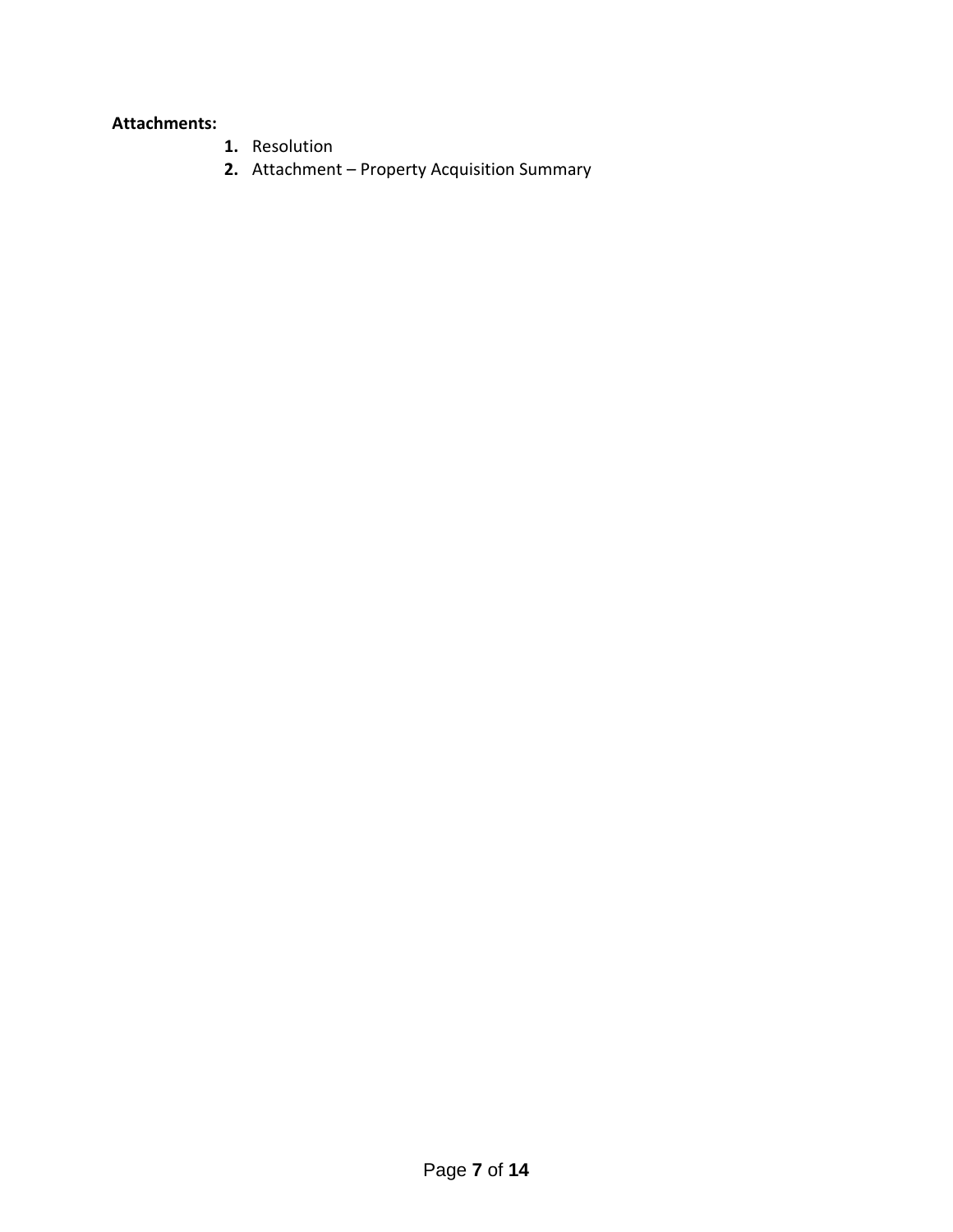**Attachments:**

1. Resolution
2. Attachment – Property Acquisition Summary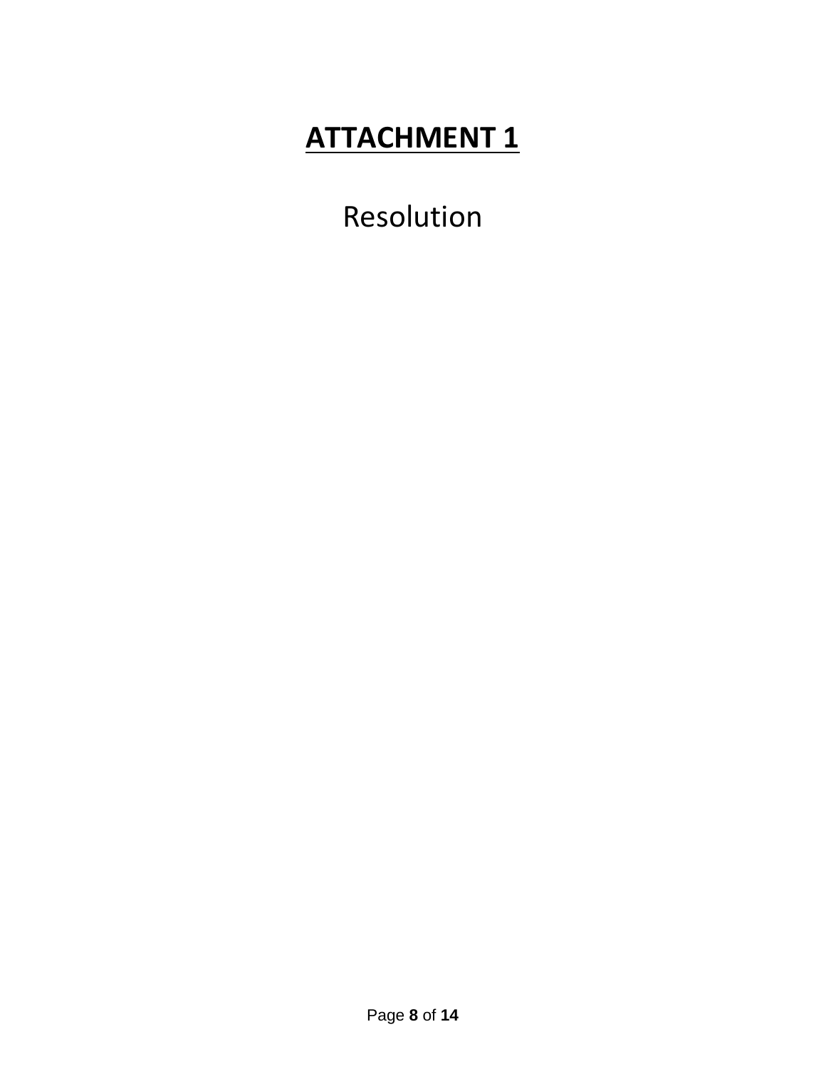# **ATTACHMENT 1**

Resolution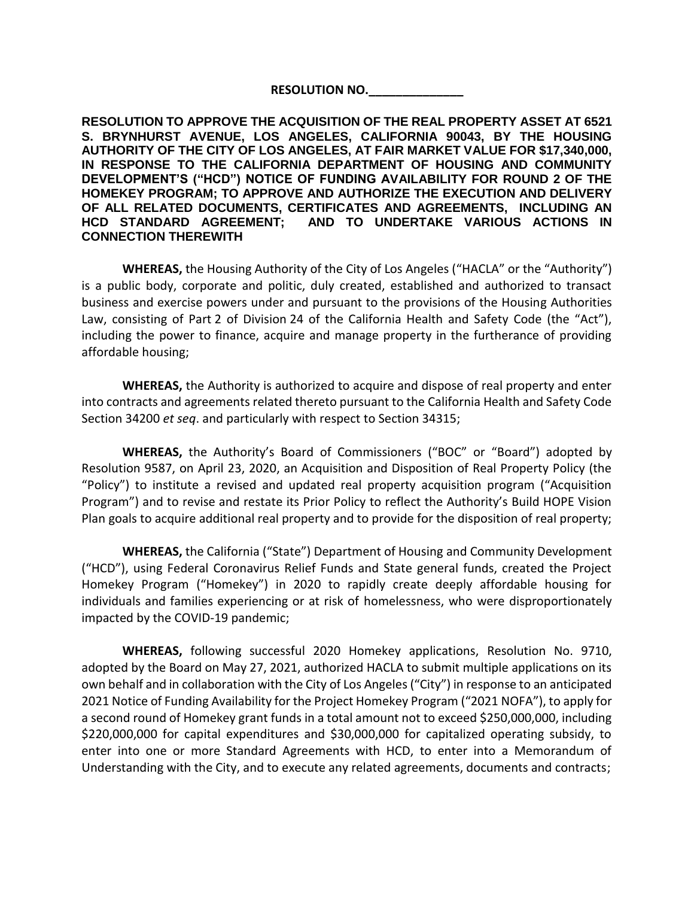**RESOLUTION NO.______________**

**RESOLUTION TO APPROVE THE ACQUISITION OF THE REAL PROPERTY ASSET AT 6521 S. BRYNHURST AVENUE, LOS ANGELES, CALIFORNIA 90043, BY THE HOUSING AUTHORITY OF THE CITY OF LOS ANGELES, AT FAIR MARKET VALUE FOR $17,340,000, IN RESPONSE TO THE CALIFORNIA DEPARTMENT OF HOUSING AND COMMUNITY DEVELOPMENT'S ("HCD") NOTICE OF FUNDING AVAILABILITY FOR ROUND 2 OF THE HOMEKEY PROGRAM; TO APPROVE AND AUTHORIZE THE EXECUTION AND DELIVERY OF ALL RELATED DOCUMENTS, CERTIFICATES AND AGREEMENTS, INCLUDING AN HCD STANDARD AGREEMENT; AND TO UNDERTAKE VARIOUS ACTIONS IN CONNECTION THEREWITH**

**WHEREAS,** the Housing Authority of the City of Los Angeles ("HACLA" or the "Authority") is a public body, corporate and politic, duly created, established and authorized to transact business and exercise powers under and pursuant to the provisions of the Housing Authorities Law, consisting of Part 2 of Division 24 of the California Health and Safety Code (the "Act"), including the power to finance, acquire and manage property in the furtherance of providing affordable housing;

**WHEREAS,** the Authority is authorized to acquire and dispose of real property and enter into contracts and agreements related thereto pursuant to the California Health and Safety Code Section 34200 *et seq*. and particularly with respect to Section 34315;

**WHEREAS,** the Authority's Board of Commissioners ("BOC" or "Board") adopted by Resolution 9587, on April 23, 2020, an Acquisition and Disposition of Real Property Policy (the "Policy") to institute a revised and updated real property acquisition program ("Acquisition Program") and to revise and restate its Prior Policy to reflect the Authority's Build HOPE Vision Plan goals to acquire additional real property and to provide for the disposition of real property;

**WHEREAS,** the California ("State") Department of Housing and Community Development ("HCD"), using Federal Coronavirus Relief Funds and State general funds, created the Project Homekey Program ("Homekey") in 2020 to rapidly create deeply affordable housing for individuals and families experiencing or at risk of homelessness, who were disproportionately impacted by the COVID-19 pandemic;

**WHEREAS,** following successful 2020 Homekey applications, Resolution No. 9710, adopted by the Board on May 27, 2021, authorized HACLA to submit multiple applications on its own behalf and in collaboration with the City of Los Angeles ("City") in response to an anticipated 2021 Notice of Funding Availability for the Project Homekey Program ("2021 NOFA"), to apply for a second round of Homekey grant funds in a total amount not to exceed $250,000,000, including $220,000,000 for capital expenditures and $30,000,000 for capitalized operating subsidy, to enter into one or more Standard Agreements with HCD, to enter into a Memorandum of Understanding with the City, and to execute any related agreements, documents and contracts;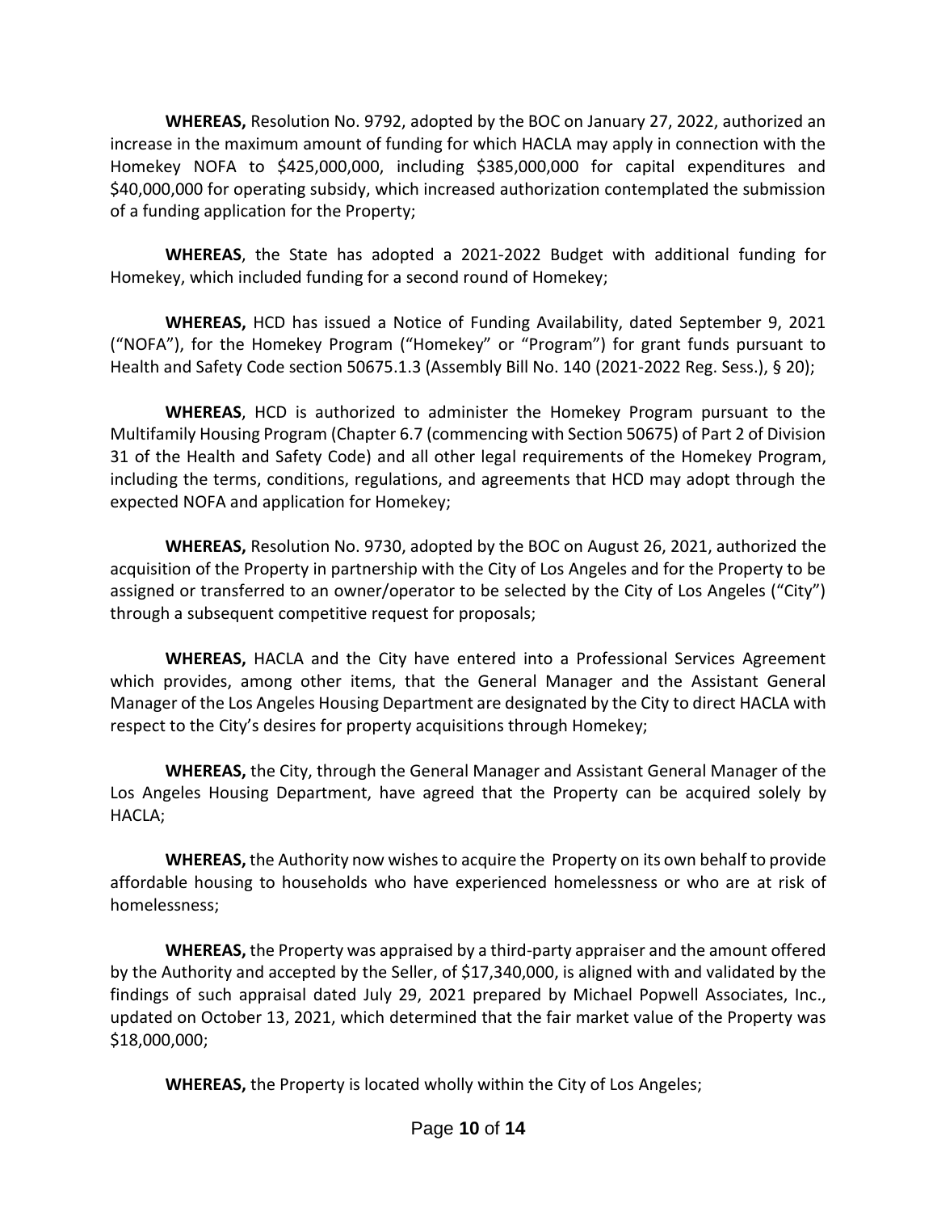**WHEREAS,** Resolution No. 9792, adopted by the BOC on January 27, 2022, authorized an increase in the maximum amount of funding for which HACLA may apply in connection with the Homekey NOFA to $425,000,000, including $385,000,000 for capital expenditures and $40,000,000 for operating subsidy, which increased authorization contemplated the submission of a funding application for the Property;

**WHEREAS**, the State has adopted a 2021-2022 Budget with additional funding for Homekey, which included funding for a second round of Homekey;

**WHEREAS,** HCD has issued a Notice of Funding Availability, dated September 9, 2021 ("NOFA"), for the Homekey Program ("Homekey" or "Program") for grant funds pursuant to Health and Safety Code section 50675.1.3 (Assembly Bill No. 140 (2021-2022 Reg. Sess.), § 20);

**WHEREAS**, HCD is authorized to administer the Homekey Program pursuant to the Multifamily Housing Program (Chapter 6.7 (commencing with Section 50675) of Part 2 of Division 31 of the Health and Safety Code) and all other legal requirements of the Homekey Program, including the terms, conditions, regulations, and agreements that HCD may adopt through the expected NOFA and application for Homekey;

**WHEREAS,** Resolution No. 9730, adopted by the BOC on August 26, 2021, authorized the acquisition of the Property in partnership with the City of Los Angeles and for the Property to be assigned or transferred to an owner/operator to be selected by the City of Los Angeles ("City") through a subsequent competitive request for proposals;

**WHEREAS,** HACLA and the City have entered into a Professional Services Agreement which provides, among other items, that the General Manager and the Assistant General Manager of the Los Angeles Housing Department are designated by the City to direct HACLA with respect to the City's desires for property acquisitions through Homekey;

**WHEREAS,** the City, through the General Manager and Assistant General Manager of the Los Angeles Housing Department, have agreed that the Property can be acquired solely by HACLA;

**WHEREAS,** the Authority now wishes to acquire the Property on its own behalf to provide affordable housing to households who have experienced homelessness or who are at risk of homelessness;

**WHEREAS,** the Property was appraised by a third-party appraiser and the amount offered by the Authority and accepted by the Seller, of $17,340,000, is aligned with and validated by the findings of such appraisal dated July 29, 2021 prepared by Michael Popwell Associates, Inc., updated on October 13, 2021, which determined that the fair market value of the Property was $18,000,000;

**WHEREAS,** the Property is located wholly within the City of Los Angeles;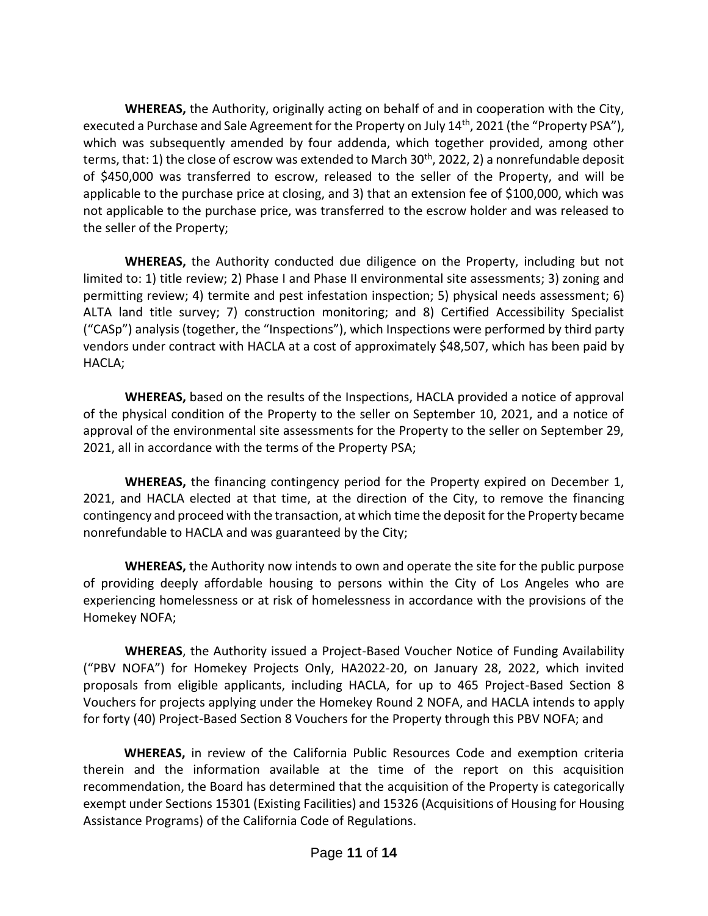**WHEREAS,** the Authority, originally acting on behalf of and in cooperation with the City, executed a Purchase and Sale Agreement for the Property on July 14th, 2021 (the "Property PSA"), which was subsequently amended by four addenda, which together provided, among other terms, that: 1) the close of escrow was extended to March 30th, 2022, 2) a nonrefundable deposit of $450,000 was transferred to escrow, released to the seller of the Property, and will be applicable to the purchase price at closing, and 3) that an extension fee of $100,000, which was not applicable to the purchase price, was transferred to the escrow holder and was released to the seller of the Property;

**WHEREAS,** the Authority conducted due diligence on the Property, including but not limited to: 1) title review; 2) Phase I and Phase II environmental site assessments; 3) zoning and permitting review; 4) termite and pest infestation inspection; 5) physical needs assessment; 6) ALTA land title survey; 7) construction monitoring; and 8) Certified Accessibility Specialist ("CASp") analysis (together, the "Inspections"), which Inspections were performed by third party vendors under contract with HACLA at a cost of approximately $48,507, which has been paid by HACLA;

**WHEREAS,** based on the results of the Inspections, HACLA provided a notice of approval of the physical condition of the Property to the seller on September 10, 2021, and a notice of approval of the environmental site assessments for the Property to the seller on September 29, 2021, all in accordance with the terms of the Property PSA;

**WHEREAS,** the financing contingency period for the Property expired on December 1, 2021, and HACLA elected at that time, at the direction of the City, to remove the financing contingency and proceed with the transaction, at which time the deposit for the Property became nonrefundable to HACLA and was guaranteed by the City;

**WHEREAS,** the Authority now intends to own and operate the site for the public purpose of providing deeply affordable housing to persons within the City of Los Angeles who are experiencing homelessness or at risk of homelessness in accordance with the provisions of the Homekey NOFA;

**WHEREAS**, the Authority issued a Project-Based Voucher Notice of Funding Availability ("PBV NOFA") for Homekey Projects Only, HA2022-20, on January 28, 2022, which invited proposals from eligible applicants, including HACLA, for up to 465 Project-Based Section 8 Vouchers for projects applying under the Homekey Round 2 NOFA, and HACLA intends to apply for forty (40) Project-Based Section 8 Vouchers for the Property through this PBV NOFA; and

**WHEREAS,** in review of the California Public Resources Code and exemption criteria therein and the information available at the time of the report on this acquisition recommendation, the Board has determined that the acquisition of the Property is categorically exempt under Sections 15301 (Existing Facilities) and 15326 (Acquisitions of Housing for Housing Assistance Programs) of the California Code of Regulations.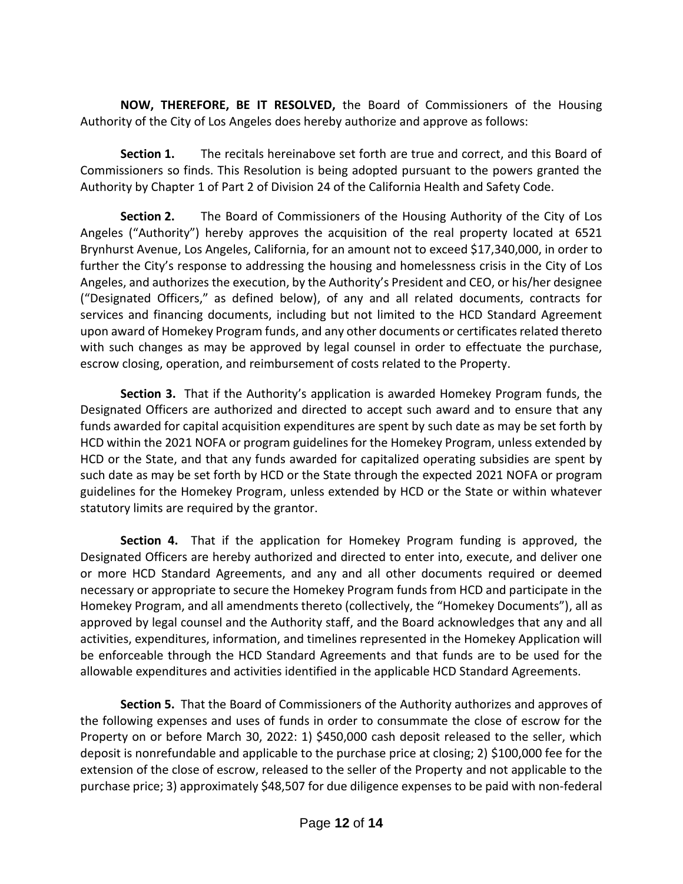**NOW, THEREFORE, BE IT RESOLVED,** the Board of Commissioners of the Housing Authority of the City of Los Angeles does hereby authorize and approve as follows:

**Section 1.** The recitals hereinabove set forth are true and correct, and this Board of Commissioners so finds. This Resolution is being adopted pursuant to the powers granted the Authority by Chapter 1 of Part 2 of Division 24 of the California Health and Safety Code.

**Section 2.** The Board of Commissioners of the Housing Authority of the City of Los Angeles ("Authority") hereby approves the acquisition of the real property located at 6521 Brynhurst Avenue, Los Angeles, California, for an amount not to exceed $17,340,000, in order to further the City's response to addressing the housing and homelessness crisis in the City of Los Angeles, and authorizes the execution, by the Authority's President and CEO, or his/her designee ("Designated Officers," as defined below), of any and all related documents, contracts for services and financing documents, including but not limited to the HCD Standard Agreement upon award of Homekey Program funds, and any other documents or certificates related thereto with such changes as may be approved by legal counsel in order to effectuate the purchase, escrow closing, operation, and reimbursement of costs related to the Property.

**Section 3.** That if the Authority's application is awarded Homekey Program funds, the Designated Officers are authorized and directed to accept such award and to ensure that any funds awarded for capital acquisition expenditures are spent by such date as may be set forth by HCD within the 2021 NOFA or program guidelines for the Homekey Program, unless extended by HCD or the State, and that any funds awarded for capitalized operating subsidies are spent by such date as may be set forth by HCD or the State through the expected 2021 NOFA or program guidelines for the Homekey Program, unless extended by HCD or the State or within whatever statutory limits are required by the grantor.

**Section 4.** That if the application for Homekey Program funding is approved, the Designated Officers are hereby authorized and directed to enter into, execute, and deliver one or more HCD Standard Agreements, and any and all other documents required or deemed necessary or appropriate to secure the Homekey Program funds from HCD and participate in the Homekey Program, and all amendments thereto (collectively, the "Homekey Documents"), all as approved by legal counsel and the Authority staff, and the Board acknowledges that any and all activities, expenditures, information, and timelines represented in the Homekey Application will be enforceable through the HCD Standard Agreements and that funds are to be used for the allowable expenditures and activities identified in the applicable HCD Standard Agreements.

**Section 5.** That the Board of Commissioners of the Authority authorizes and approves of the following expenses and uses of funds in order to consummate the close of escrow for the Property on or before March 30, 2022: 1) $450,000 cash deposit released to the seller, which deposit is nonrefundable and applicable to the purchase price at closing; 2) $100,000 fee for the extension of the close of escrow, released to the seller of the Property and not applicable to the purchase price; 3) approximately $48,507 for due diligence expenses to be paid with non-federal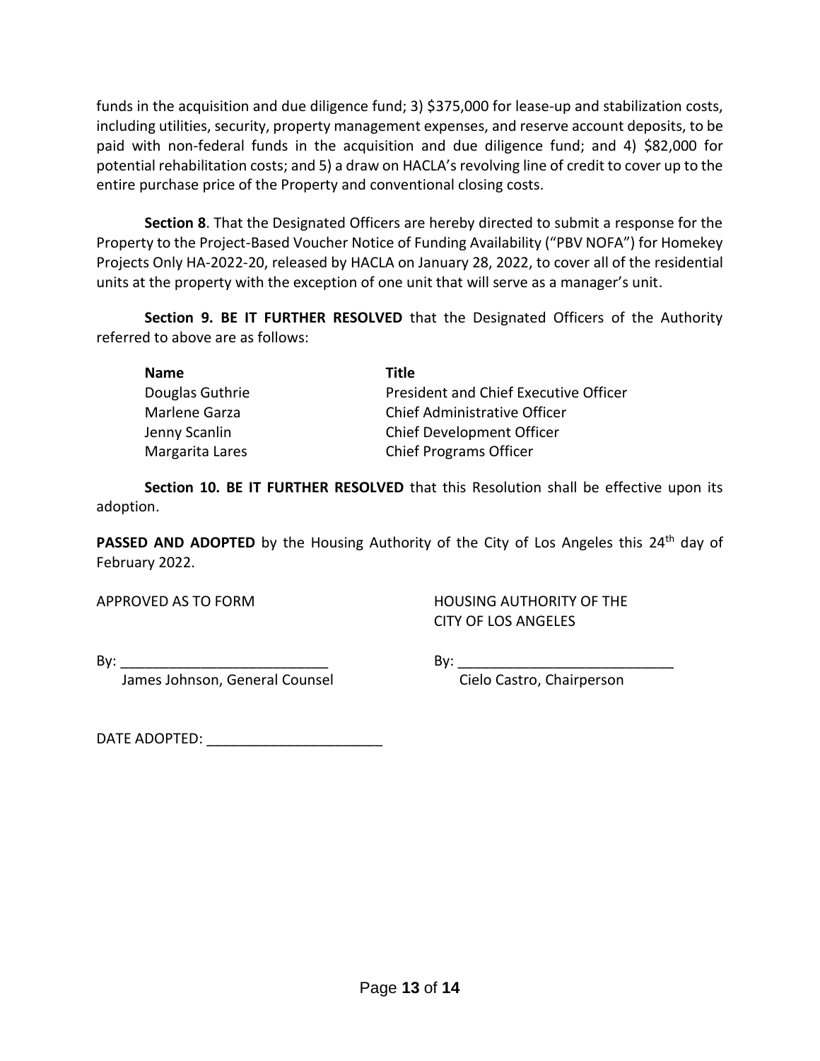funds in the acquisition and due diligence fund; 3) $375,000 for lease-up and stabilization costs, including utilities, security, property management expenses, and reserve account deposits, to be paid with non-federal funds in the acquisition and due diligence fund; and 4) $82,000 for potential rehabilitation costs; and 5) a draw on HACLA's revolving line of credit to cover up to the entire purchase price of the Property and conventional closing costs.

**Section 8**. That the Designated Officers are hereby directed to submit a response for the Property to the Project-Based Voucher Notice of Funding Availability ("PBV NOFA") for Homekey Projects Only HA-2022-20, released by HACLA on January 28, 2022, to cover all of the residential units at the property with the exception of one unit that will serve as a manager's unit.

**Section 9. BE IT FURTHER RESOLVED** that the Designated Officers of the Authority referred to above are as follows:

| Name | Title |
|---|---|
| Douglas Guthrie | President and Chief Executive Officer |
| Marlene Garza | Chief Administrative Officer |
| Jenny Scanlin | Chief Development Officer |
| Margarita Lares | Chief Programs Officer |

**Section 10. BE IT FURTHER RESOLVED** that this Resolution shall be effective upon its adoption.

**PASSED AND ADOPTED** by the Housing Authority of the City of Los Angeles this 24th day of February 2022.

APPROVED AS TO FORM

By: ___________________________
James Johnson, General Counsel

HOUSING AUTHORITY OF THE CITY OF LOS ANGELES

By: ___________________________
Cielo Castro, Chairperson

DATE ADOPTED: ______________________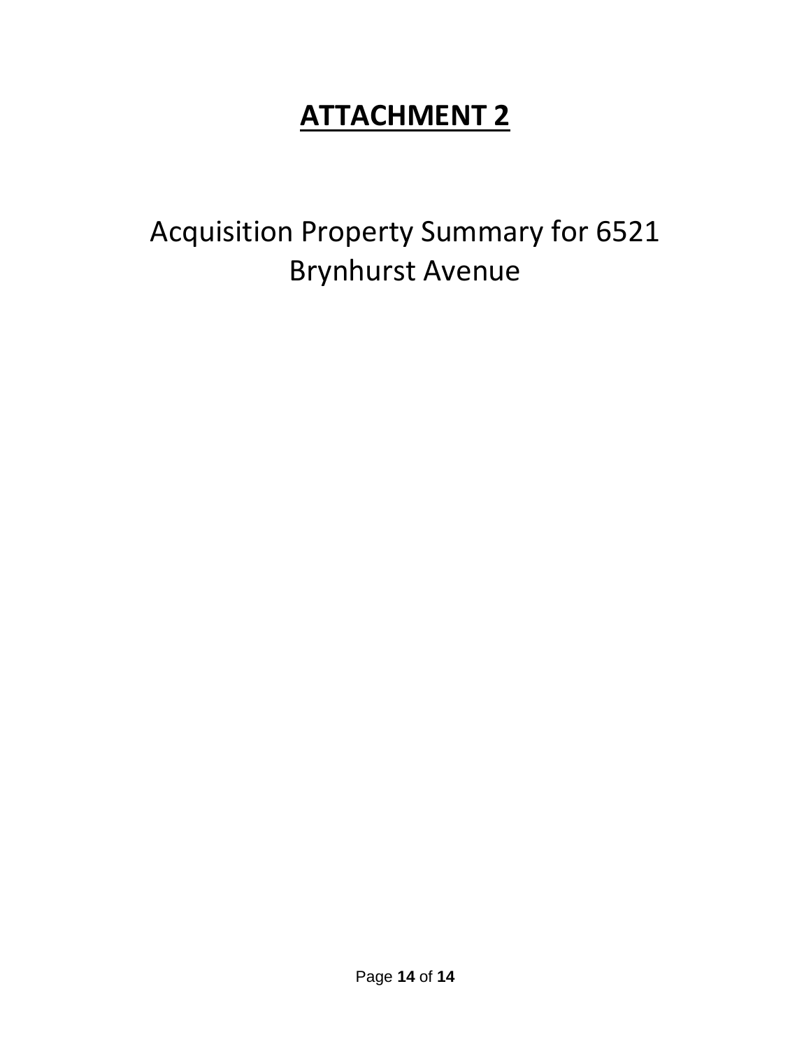# ATTACHMENT 2

Acquisition Property Summary for 6521 Brynhurst Avenue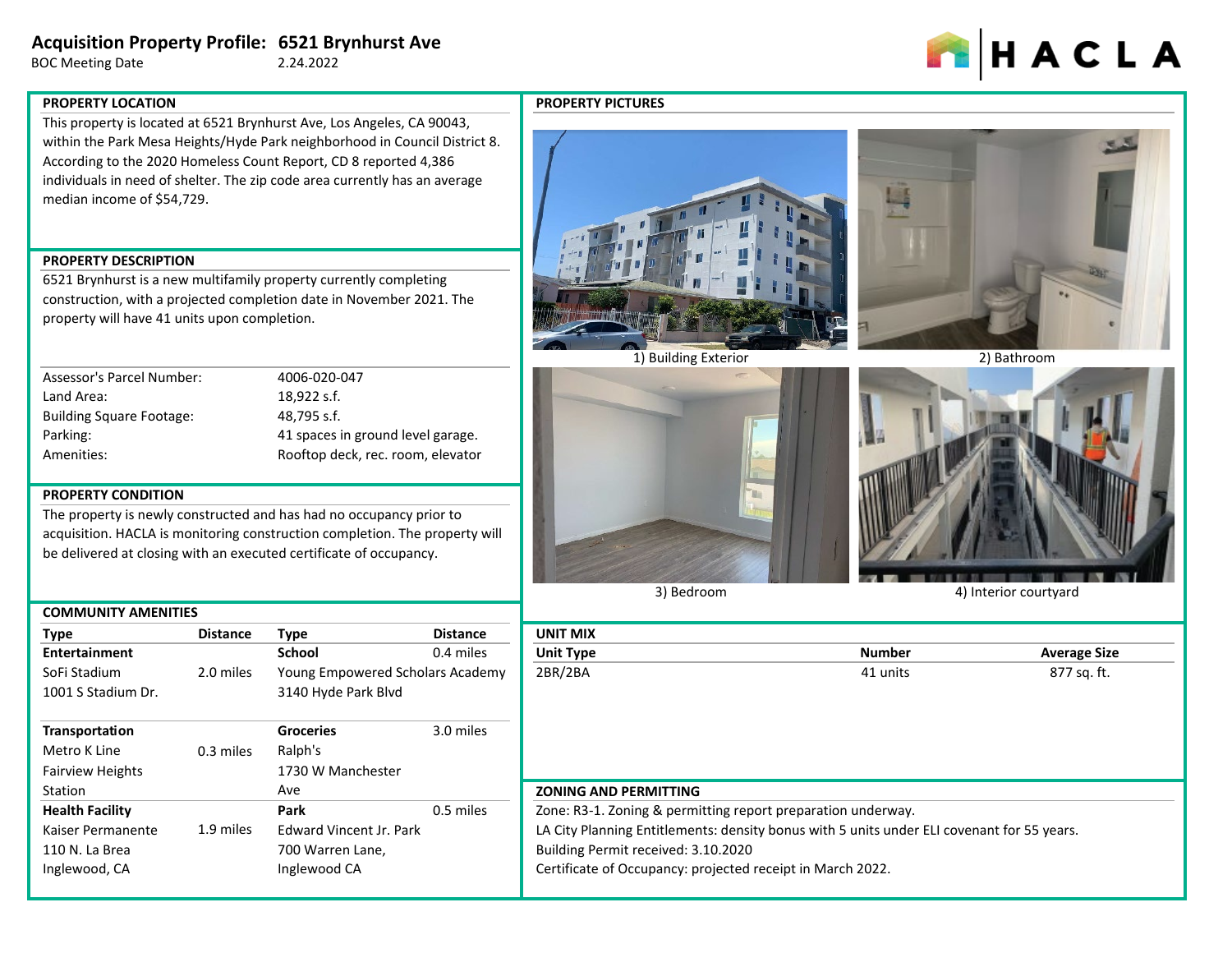# Acquisition Property Profile: 6521 Brynhurst Ave

BOC Meeting Date 2.24.2022

HACLA

## PROPERTY LOCATION

This property is located at 6521 Brynhurst Ave, Los Angeles, CA 90043, within the Park Mesa Heights/Hyde Park neighborhood in Council District 8. According to the 2020 Homeless Count Report, CD 8 reported 4,386 individuals in need of shelter. The zip code area currently has an average median income of $54,729.

## PROPERTY DESCRIPTION

6521 Brynhurst is a new multifamily property currently completing construction, with a projected completion date in November 2021. The property will have 41 units upon completion.

| | |
|---|---|
| Assessor's Parcel Number: | 4006-020-047 |
| Land Area: | 18,922 s.f. |
| Building Square Footage: | 48,795 s.f. |
| Parking: | 41 spaces in ground level garage. |
| Amenities: | Rooftop deck, rec. room, elevator |

## PROPERTY CONDITION

The property is newly constructed and has had no occupancy prior to acquisition. HACLA is monitoring construction completion. The property will be delivered at closing with an executed certificate of occupancy.

## COMMUNITY AMENITIES

| Type | Distance | Type | Distance |
|---|---|---|---|
| **Entertainment** | | **School** | 0.4 miles |
| SoFi Stadium 1001 S Stadium Dr. | 2.0 miles | Young Empowered Scholars Academy 3140 Hyde Park Blvd | |
| **Transportation** | | **Groceries** | 3.0 miles |
| Metro K Line Fairview Heights Station | 0.3 miles | Ralph's 1730 W Manchester Ave | |
| **Health Facility** | | **Park** | 0.5 miles |
| Kaiser Permanente 110 N. La Brea Inglewood, CA | 1.9 miles | Edward Vincent Jr. Park 700 Warren Lane, Inglewood CA | |

## PROPERTY PICTURES

1) Building Exterior

2) Bathroom

3) Bedroom

4) Interior courtyard

## UNIT MIX

| Unit Type | Number | Average Size |
|---|---|---|
| 2BR/2BA | 41 units | 877 sq. ft. |

## ZONING AND PERMITTING

Zone: R3-1. Zoning & permitting report preparation underway.

LA City Planning Entitlements: density bonus with 5 units under ELI covenant for 55 years.

Building Permit received: 3.10.2020

Certificate of Occupancy: projected receipt in March 2022.